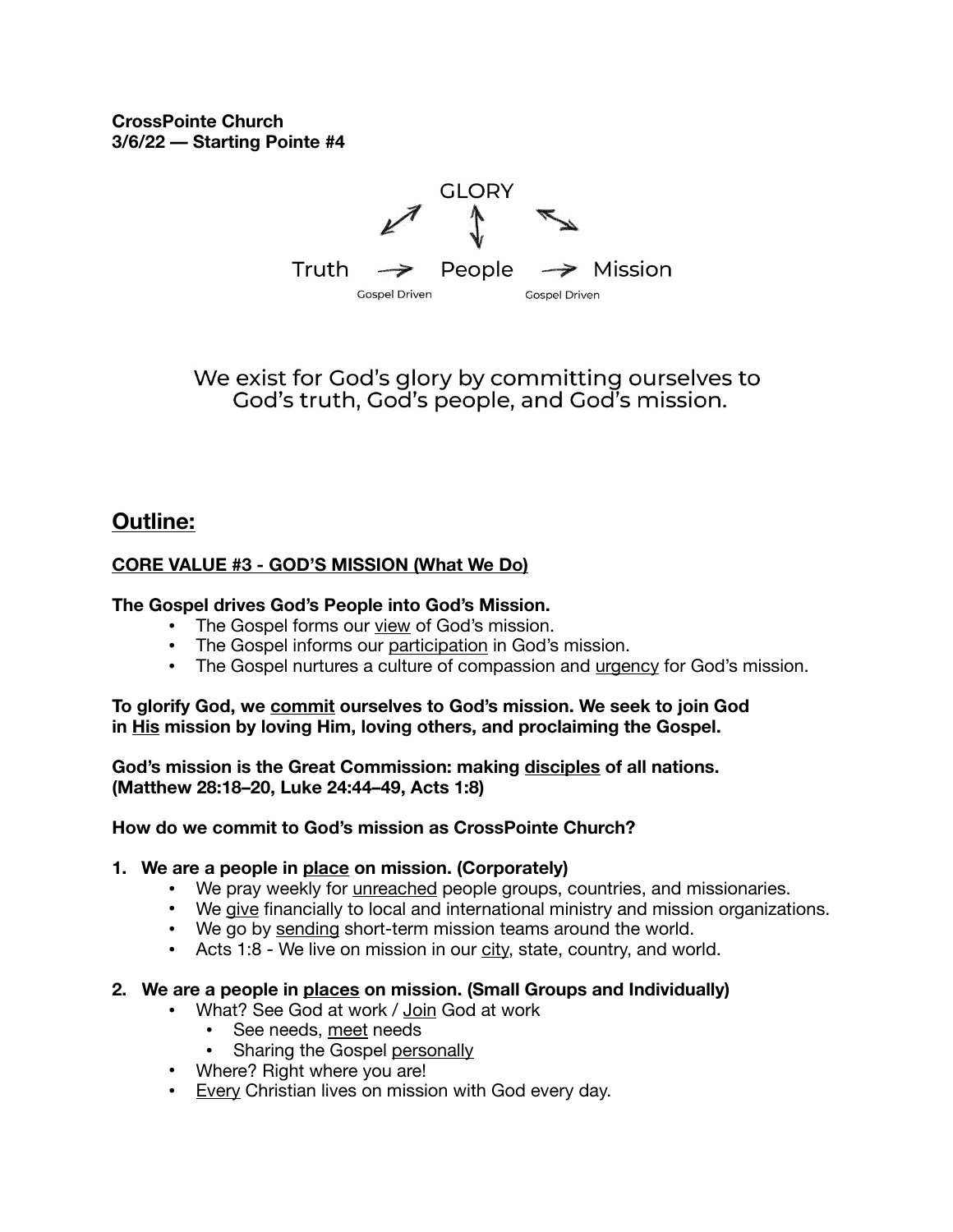**CrossPointe Church**
**3/6/22 — Starting Pointe #4**

GLORY

Truth → People → Mission

Gospel Driven    Gospel Driven

We exist for God's glory by committing ourselves to God's truth, God's people, and God's mission.

## Outline:

### CORE VALUE #3 - GOD'S MISSION (What We Do)

**The Gospel drives God's People into God's Mission.**

- The Gospel forms our view of God's mission.
- The Gospel informs our participation in God's mission.
- The Gospel nurtures a culture of compassion and urgency for God's mission.

**To glorify God, we commit ourselves to God's mission. We seek to join God in His mission by loving Him, loving others, and proclaiming the Gospel.**

**God's mission is the Great Commission: making disciples of all nations. (Matthew 28:18–20, Luke 24:44–49, Acts 1:8)**

**How do we commit to God's mission as CrossPointe Church?**

1. **We are a people in place on mission. (Corporately)**
   - We pray weekly for unreached people groups, countries, and missionaries.
   - We give financially to local and international ministry and mission organizations.
   - We go by sending short-term mission teams around the world.
   - Acts 1:8 - We live on mission in our city, state, country, and world.

2. **We are a people in places on mission. (Small Groups and Individually)**
   - What? See God at work / Join God at work
     - See needs, meet needs
     - Sharing the Gospel personally
   - Where? Right where you are!
   - Every Christian lives on mission with God every day.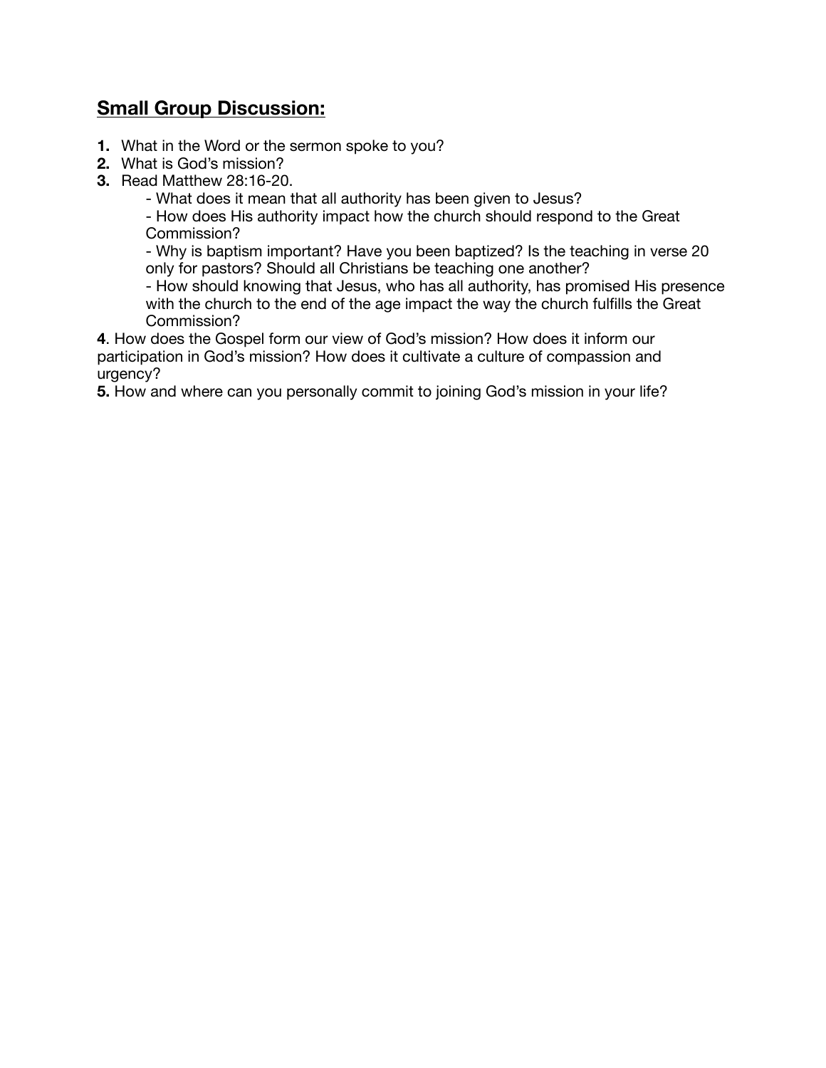## **Small Group Discussion:**

**1.** What in the Word or the sermon spoke to you?
**2.** What is God's mission?
**3.** Read Matthew 28:16-20.
   - What does it mean that all authority has been given to Jesus?
   - How does His authority impact how the church should respond to the Great Commission?
   - Why is baptism important? Have you been baptized? Is the teaching in verse 20 only for pastors? Should all Christians be teaching one another?
   - How should knowing that Jesus, who has all authority, has promised His presence with the church to the end of the age impact the way the church fulfills the Great Commission?

**4**. How does the Gospel form our view of God's mission? How does it inform our participation in God's mission? How does it cultivate a culture of compassion and urgency?

**5.** How and where can you personally commit to joining God's mission in your life?